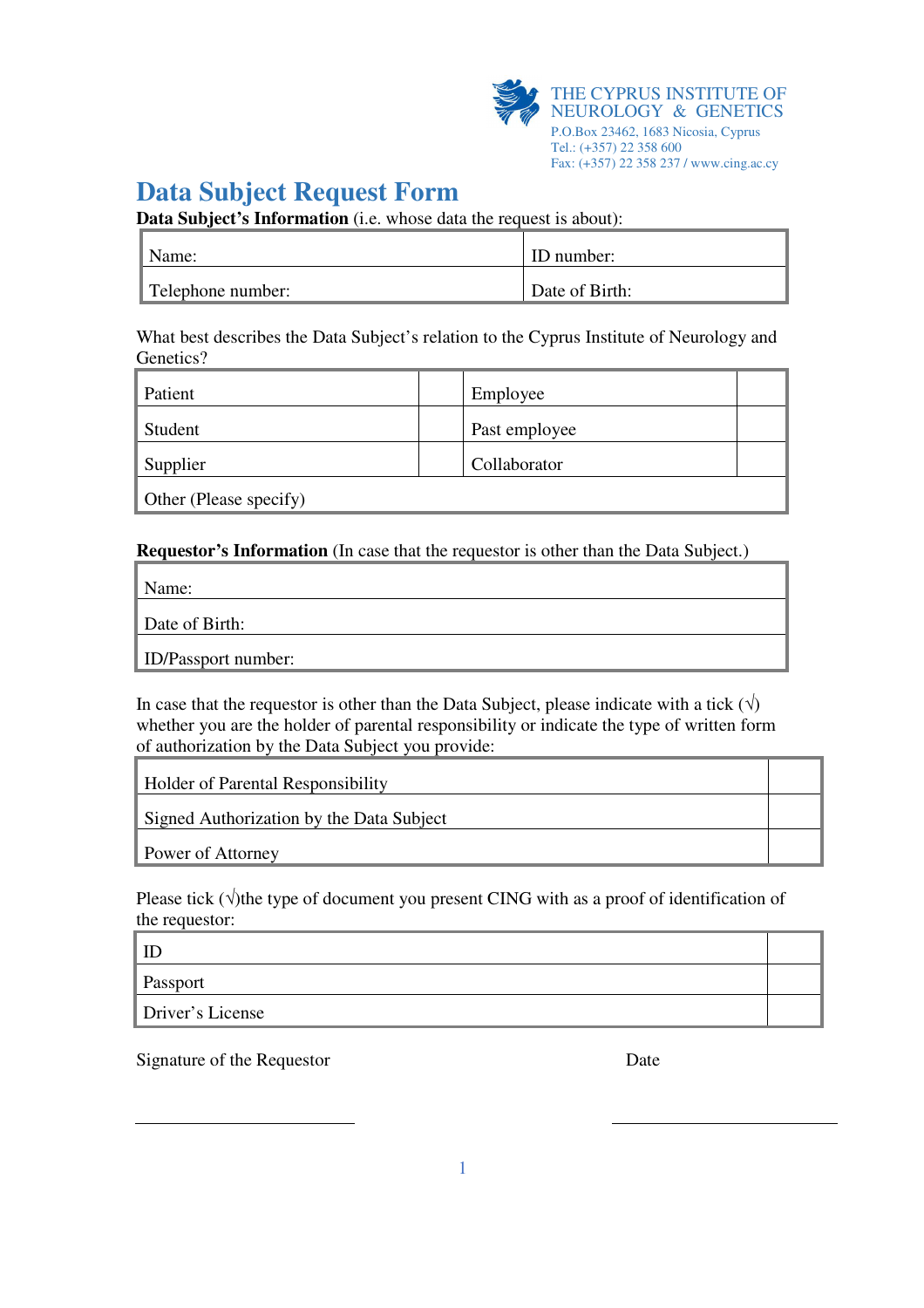THE CYPRUS INSTITUTE OF NEUROLOGY & GENETICS
P.O.Box 23462, 1683 Nicosia, Cyprus
Tel.: (+357) 22 358 600
Fax: (+357) 22 358 237 / www.cing.ac.cy

# Data Subject Request Form

**Data Subject's Information** (i.e. whose data the request is about):

| Name: | ID number: |
|---|---|
| Telephone number: | Date of Birth: |

What best describes the Data Subject's relation to the Cyprus Institute of Neurology and Genetics?

| Patient | | Employee | |
|---|---|---|---|
| Student | | Past employee | |
| Supplier | | Collaborator | |
| Other (Please specify) | | | |

**Requestor's Information** (In case that the requestor is other than the Data Subject.)

| Name: |
|---|
| Date of Birth: |
| ID/Passport number: |

In case that the requestor is other than the Data Subject, please indicate with a tick (√) whether you are the holder of parental responsibility or indicate the type of written form of authorization by the Data Subject you provide:

| Holder of Parental Responsibility | |
|---|---|
| Signed Authorization by the Data Subject | |
| Power of Attorney | |

Please tick (√)the type of document you present CING with as a proof of identification of the requestor:

| ID | |
|---|---|
| Passport | |
| Driver's License | |

Signature of the Requestor

\_\_\_\_\_\_\_\_\_\_\_\_\_\_\_\_\_\_\_\_\_\_\_\_

Date

\_\_\_\_\_\_\_\_\_\_\_\_\_\_\_\_\_\_\_\_\_\_\_\_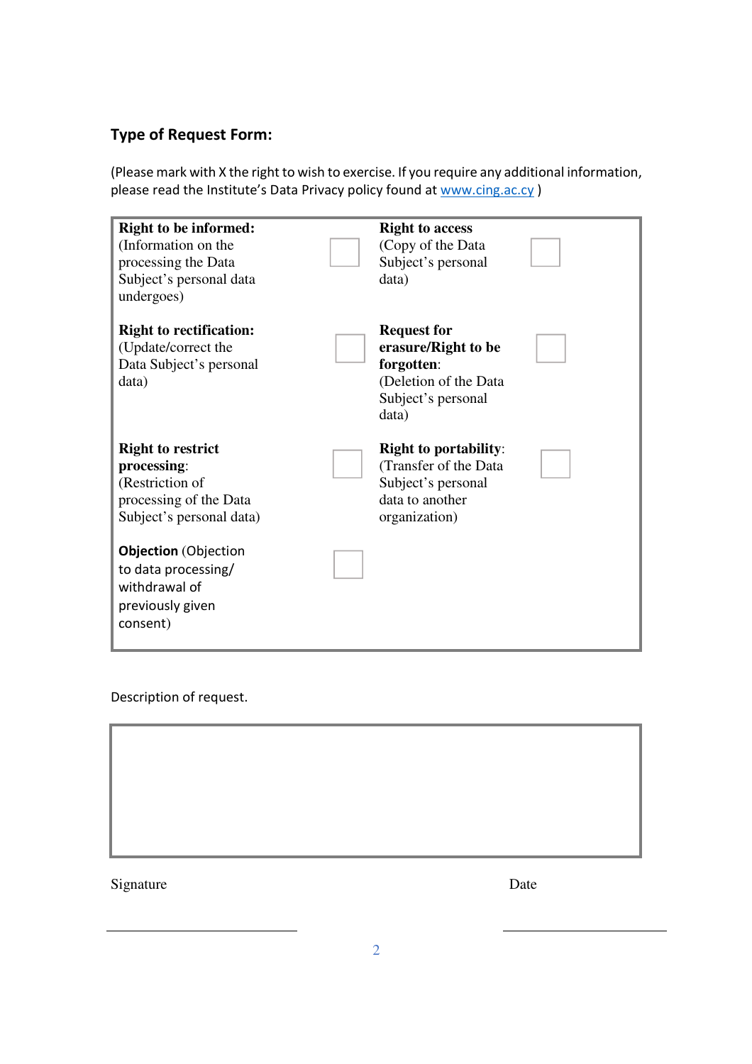## Type of Request Form:

(Please mark with X the right to wish to exercise. If you require any additional information, please read the Institute's Data Privacy policy found at [www.cing.ac.cy](http://www.cing.ac.cy) )

| | | | |
|---|---|---|---|
| **Right to be informed:** (Information on the processing the Data Subject's personal data undergoes) | ☐ | **Right to access** (Copy of the Data Subject's personal data) | ☐ |
| **Right to rectification:** (Update/correct the Data Subject's personal data) | ☐ | **Request for erasure/Right to be forgotten**: (Deletion of the Data Subject's personal data) | ☐ |
| **Right to restrict processing**: (Restriction of processing of the Data Subject's personal data) | ☐ | **Right to portability**: (Transfer of the Data Subject's personal data to another organization) | ☐ |
| **Objection** (Objection to data processing/ withdrawal of previously given consent) | ☐ | | |

Description of request.

| |
|---|
| |

Signature ______________________ Date ______________________